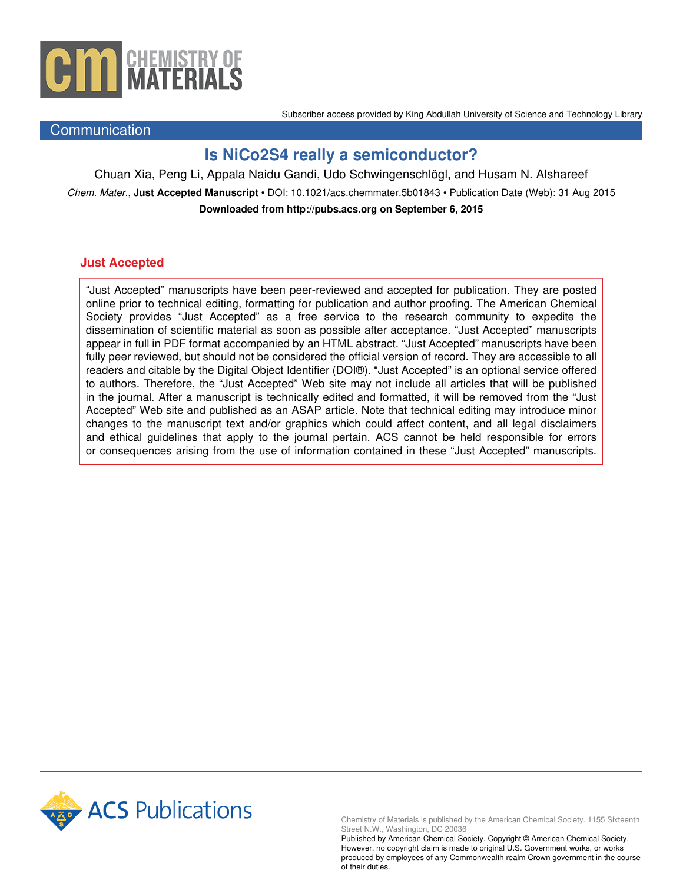Subscriber access provided by King Abdullah University of Science and Technology Library

Communication

# Is NiCo2S4 really a semiconductor?

Chuan Xia, Peng Li, Appala Naidu Gandi, Udo Schwingenschlögl, and Husam N. Alshareef

*Chem. Mater.*, **Just Accepted Manuscript** • DOI: 10.1021/acs.chemmater.5b01843 • Publication Date (Web): 31 Aug 2015

**Downloaded from http://pubs.acs.org on September 6, 2015**

## Just Accepted

"Just Accepted" manuscripts have been peer-reviewed and accepted for publication. They are posted online prior to technical editing, formatting for publication and author proofing. The American Chemical Society provides "Just Accepted" as a free service to the research community to expedite the dissemination of scientific material as soon as possible after acceptance. "Just Accepted" manuscripts appear in full in PDF format accompanied by an HTML abstract. "Just Accepted" manuscripts have been fully peer reviewed, but should not be considered the official version of record. They are accessible to all readers and citable by the Digital Object Identifier (DOI®). "Just Accepted" is an optional service offered to authors. Therefore, the "Just Accepted" Web site may not include all articles that will be published in the journal. After a manuscript is technically edited and formatted, it will be removed from the "Just Accepted" Web site and published as an ASAP article. Note that technical editing may introduce minor changes to the manuscript text and/or graphics which could affect content, and all legal disclaimers and ethical guidelines that apply to the journal pertain. ACS cannot be held responsible for errors or consequences arising from the use of information contained in these "Just Accepted" manuscripts.

Chemistry of Materials is published by the American Chemical Society. 1155 Sixteenth Street N.W., Washington, DC 20036

Published by American Chemical Society. Copyright © American Chemical Society. However, no copyright claim is made to original U.S. Government works, or works produced by employees of any Commonwealth realm Crown government in the course of their duties.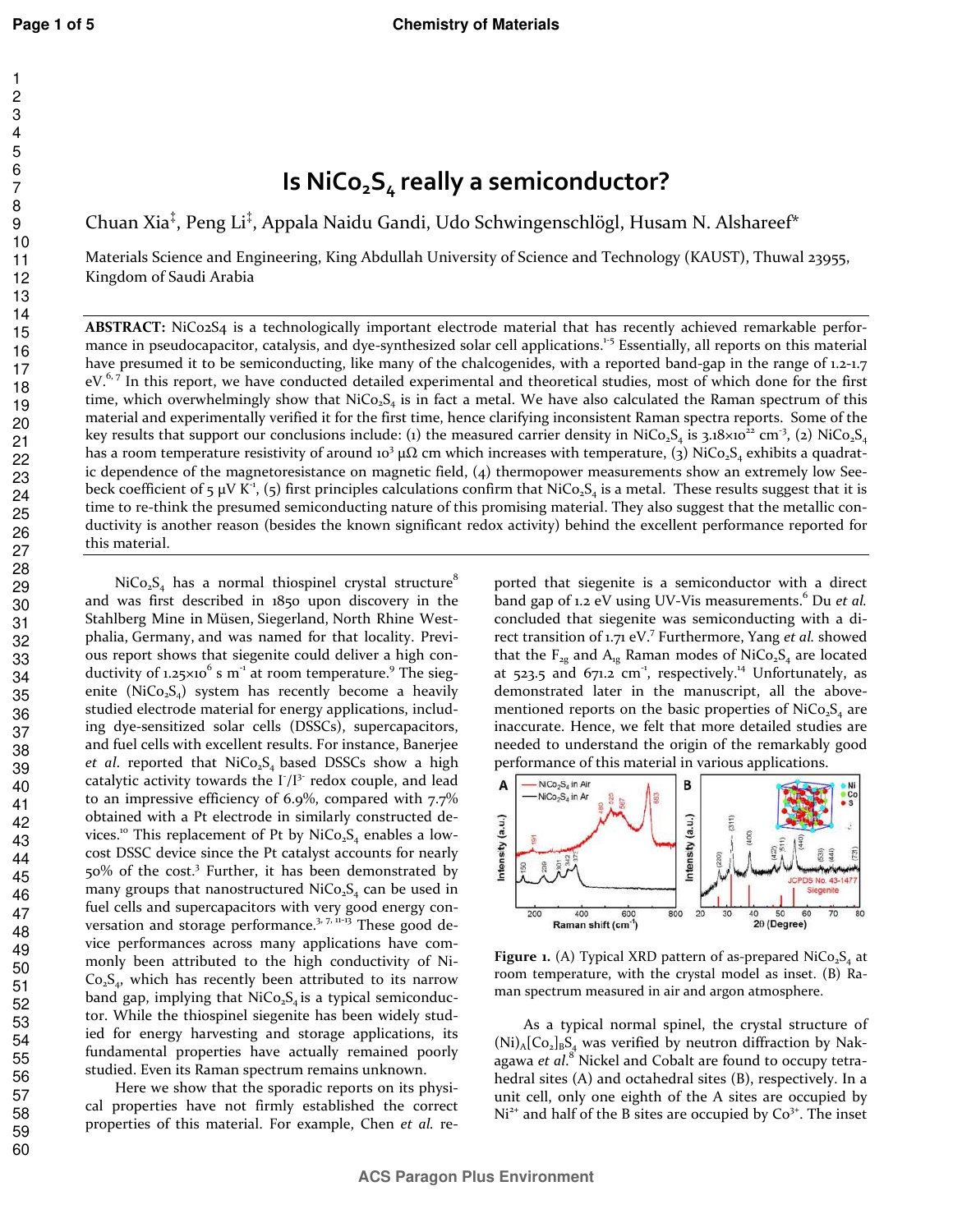# Is $NiCo_2S_4$ really a semiconductor?

Chuan Xia‡, Peng Li‡, Appala Naidu Gandi, Udo Schwingenschlögl, Husam N. Alshareef*

Materials Science and Engineering, King Abdullah University of Science and Technology (KAUST), Thuwal 23955, Kingdom of Saudi Arabia

**ABSTRACT:** NiCo2S4 is a technologically important electrode material that has recently achieved remarkable performance in pseudocapacitor, catalysis, and dye-synthesized solar cell applications.[1-5] Essentially, all reports on this material have presumed it to be semiconducting, like many of the chalcogenides, with a reported band-gap in the range of 1.2-1.7 eV.[6, 7] In this report, we have conducted detailed experimental and theoretical studies, most of which done for the first time, which overwhelmingly show that $NiCo_2S_4$ is in fact a metal. We have also calculated the Raman spectrum of this material and experimentally verified it for the first time, hence clarifying inconsistent Raman spectra reports. Some of the key results that support our conclusions include: (1) the measured carrier density in $NiCo_2S_4$ is $3.18\times10^{22}$ cm$^{-3}$, (2) $NiCo_2S_4$ has a room temperature resistivity of around $10^3$ μΩ cm which increases with temperature, (3) $NiCo_2S_4$ exhibits a quadratic dependence of the magnetoresistance on magnetic field, (4) thermopower measurements show an extremely low Seebeck coefficient of 5 μV K$^{-1}$, (5) first principles calculations confirm that $NiCo_2S_4$ is a metal. These results suggest that it is time to re-think the presumed semiconducting nature of this promising material. They also suggest that the metallic conductivity is another reason (besides the known significant redox activity) behind the excellent performance reported for this material.

$NiCo_2S_4$ has a normal thiospinel crystal structure[8] and was first described in 1850 upon discovery in the Stahlberg Mine in Müsen, Siegerland, North Rhine Westphalia, Germany, and was named for that locality. Previous report shows that siegenite could deliver a high conductivity of $1.25\times10^6$ s m$^{-1}$ at room temperature.[9] The siegenite ($NiCo_2S_4$) system has recently become a heavily studied electrode material for energy applications, including dye-sensitized solar cells (DSSCs), supercapacitors, and fuel cells with excellent results. For instance, Banerjee *et al*. reported that $NiCo_2S_4$ based DSSCs show a high catalytic activity towards the $I^-/I^{3-}$ redox couple, and lead to an impressive efficiency of 6.9%, compared with 7.7% obtained with a Pt electrode in similarly constructed devices.[10] This replacement of Pt by $NiCo_2S_4$ enables a low-cost DSSC device since the Pt catalyst accounts for nearly 50% of the cost.[3] Further, it has been demonstrated by many groups that nanostructured $NiCo_2S_4$ can be used in fuel cells and supercapacitors with very good energy conversation and storage performance.[3, 7, 11-13] These good device performances across many applications have commonly been attributed to the high conductivity of $NiCo_2S_4$, which has recently been attributed to its narrow band gap, implying that $NiCo_2S_4$ is a typical semiconductor. While the thiospinel siegenite has been widely studied for energy harvesting and storage applications, its fundamental properties have actually remained poorly studied. Even its Raman spectrum remains unknown.

Here we show that the sporadic reports on its physical properties have not firmly established the correct properties of this material. For example, Chen *et al*. reported that siegenite is a semiconductor with a direct band gap of 1.2 eV using UV-Vis measurements.[6] Du *et al.* concluded that siegenite was semiconducting with a direct transition of 1.71 eV.[7] Furthermore, Yang *et al*. showed that the $F_{2g}$ and $A_{1g}$ Raman modes of $NiCo_2S_4$ are located at 523.5 and 671.2 cm$^{-1}$, respectively.[14] Unfortunately, as demonstrated later in the manuscript, all the above-mentioned reports on the basic properties of $NiCo_2S_4$ are inaccurate. Hence, we felt that more detailed studies are needed to understand the origin of the remarkably good performance of this material in various applications.

**Figure 1.** (A) Typical XRD pattern of as-prepared $NiCo_2S_4$ at room temperature, with the crystal model as inset. (B) Raman spectrum measured in air and argon atmosphere.

As a typical normal spinel, the crystal structure of $(Ni)_A[Co_2]_BS_4$ was verified by neutron diffraction by Nakagawa *et al*.[8] Nickel and Cobalt are found to occupy tetrahedral sites (A) and octahedral sites (B), respectively. In a unit cell, only one eighth of the A sites are occupied by $Ni^{2+}$ and half of the B sites are occupied by $Co^{3+}$. The inset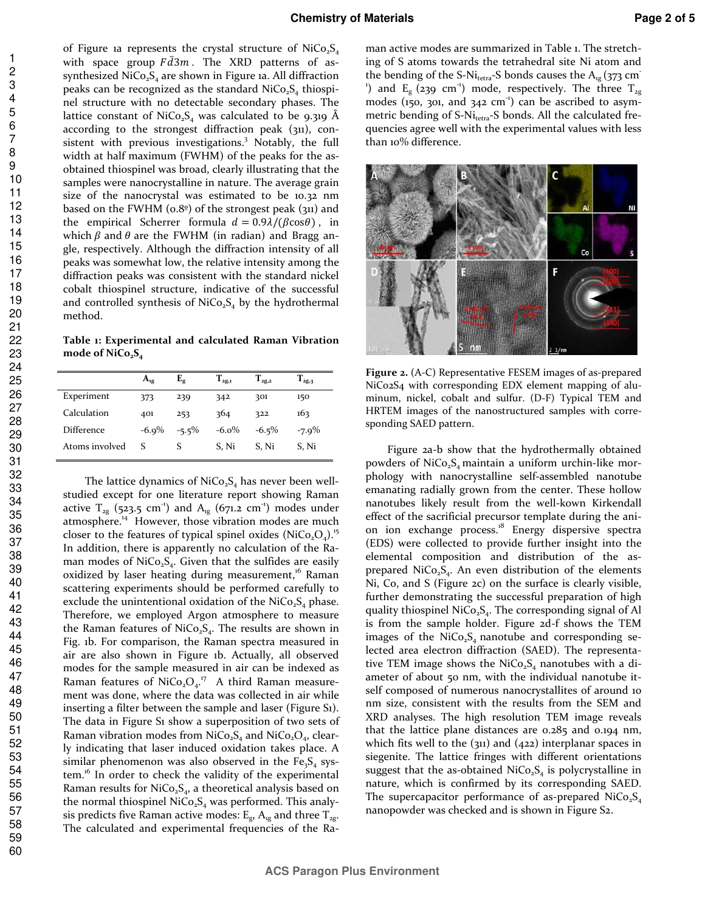of Figure 1a represents the crystal structure of $NiCo_2S_4$ with space group $Fd\bar{3}m$. The XRD patterns of as-synthesized $NiCo_2S_4$ are shown in Figure 1a. All diffraction peaks can be recognized as the standard $NiCo_2S_4$ thiospinel structure with no detectable secondary phases. The lattice constant of $NiCo_2S_4$ was calculated to be 9.319 Å according to the strongest diffraction peak (311), consistent with previous investigations.[3] Notably, the full width at half maximum (FWHM) of the peaks for the as-obtained thiospinel was broad, clearly illustrating that the samples were nanocrystalline in nature. The average grain size of the nanocrystal was estimated to be 10.32 nm based on the FWHM (0.8º) of the strongest peak (311) and the empirical Scherrer formula $d = 0.9\lambda/(\beta\cos\theta)$, in which $\beta$ and $\theta$ are the FWHM (in radian) and Bragg angle, respectively. Although the diffraction intensity of all peaks was somewhat low, the relative intensity among the diffraction peaks was consistent with the standard nickel cobalt thiospinel structure, indicative of the successful and controlled synthesis of $NiCo_2S_4$ by the hydrothermal method.

**Table 1: Experimental and calculated Raman Vibration mode of $NiCo_2S_4$**

| | $A_{1g}$ | $E_g$ | $T_{2g,1}$ | $T_{2g,2}$ | $T_{2g,3}$ |
|---|---|---|---|---|---|
| Experiment | 373 | 239 | 342 | 301 | 150 |
| Calculation | 401 | 253 | 364 | 322 | 163 |
| Difference | -6.9% | -5.5% | -6.0% | -6.5% | -7.9% |
| Atoms involved | S | S | S, Ni | S, Ni | S, Ni |

The lattice dynamics of $NiCo_2S_4$ has never been well-studied except for one literature report showing Raman active $T_{2g}$ (523.5 $cm^{-1}$) and $A_{1g}$ (671.2 $cm^{-1}$) modes under atmosphere.[14] However, those vibration modes are much closer to the features of typical spinel oxides ($NiCo_2O_4$).[15] In addition, there is apparently no calculation of the Raman modes of $NiCo_2S_4$. Given that the sulfides are easily oxidized by laser heating during measurement,[16] Raman scattering experiments should be performed carefully to exclude the unintentional oxidation of the $NiCo_2S_4$ phase. Therefore, we employed Argon atmosphere to measure the Raman features of $NiCo_2S_4$. The results are shown in Fig. 1b. For comparison, the Raman spectra measured in air are also shown in Figure 1b. Actually, all observed modes for the sample measured in air can be indexed as Raman features of $NiCo_2O_4$.[17] A third Raman measurement was done, where the data was collected in air while inserting a filter between the sample and laser (Figure S1). The data in Figure S1 show a superposition of two sets of Raman vibration modes from $NiCo_2S_4$ and $NiCo_2O_4$, clearly indicating that laser induced oxidation takes place. A similar phenomenon was also observed in the $Fe_3S_4$ system.[16] In order to check the validity of the experimental Raman results for $NiCo_2S_4$, a theoretical analysis based on the normal thiospinel $NiCo_2S_4$ was performed. This analysis predicts five Raman active modes: $E_g$, $A_{1g}$ and three $T_{2g}$. The calculated and experimental frequencies of the Raman active modes are summarized in Table 1. The stretching of S atoms towards the tetrahedral site Ni atom and the bending of the S-$Ni_{tetra}$-S bonds causes the $A_{1g}$ (373 $cm^{-1}$) and $E_g$ (239 $cm^{-1}$) mode, respectively. The three $T_{2g}$ modes (150, 301, and 342 $cm^{-1}$) can be ascribed to asymmetric bending of S-$Ni_{tetra}$-S bonds. All the calculated frequencies agree well with the experimental values with less than 10% difference.

**Figure 2.** (A-C) Representative FESEM images of as-prepared NiCo2S4 with corresponding EDX element mapping of aluminum, nickel, cobalt and sulfur. (D-F) Typical TEM and HRTEM images of the nanostructured samples with corresponding SAED pattern.

Figure 2a-b show that the hydrothermally obtained powders of $NiCo_2S_4$ maintain a uniform urchin-like morphology with nanocrystalline self-assembled nanotube emanating radially grown from the center. These hollow nanotubes likely result from the well-kown Kirkendall effect of the sacrificial precursor template during the anion ion exchange process.[18] Energy dispersive spectra (EDS) were collected to provide further insight into the elemental composition and distribution of the as-prepared $NiCo_2S_4$. An even distribution of the elements Ni, Co, and S (Figure 2c) on the surface is clearly visible, further demonstrating the successful preparation of high quality thiospinel $NiCo_2S_4$. The corresponding signal of Al is from the sample holder. Figure 2d-f shows the TEM images of the $NiCo_2S_4$ nanotube and corresponding selected area electron diffraction (SAED). The representative TEM image shows the $NiCo_2S_4$ nanotubes with a diameter of about 50 nm, with the individual nanotube itself composed of numerous nanocrystallites of around 10 nm size, consistent with the results from the SEM and XRD analyses. The high resolution TEM image reveals that the lattice plane distances are 0.285 and 0.194 nm, which fits well to the (311) and (422) interplanar spaces in siegenite. The lattice fringes with different orientations suggest that the as-obtained $NiCo_2S_4$ is polycrystalline in nature, which is confirmed by its corresponding SAED. The supercapacitor performance of as-prepared $NiCo_2S_4$ nanopowder was checked and is shown in Figure S2.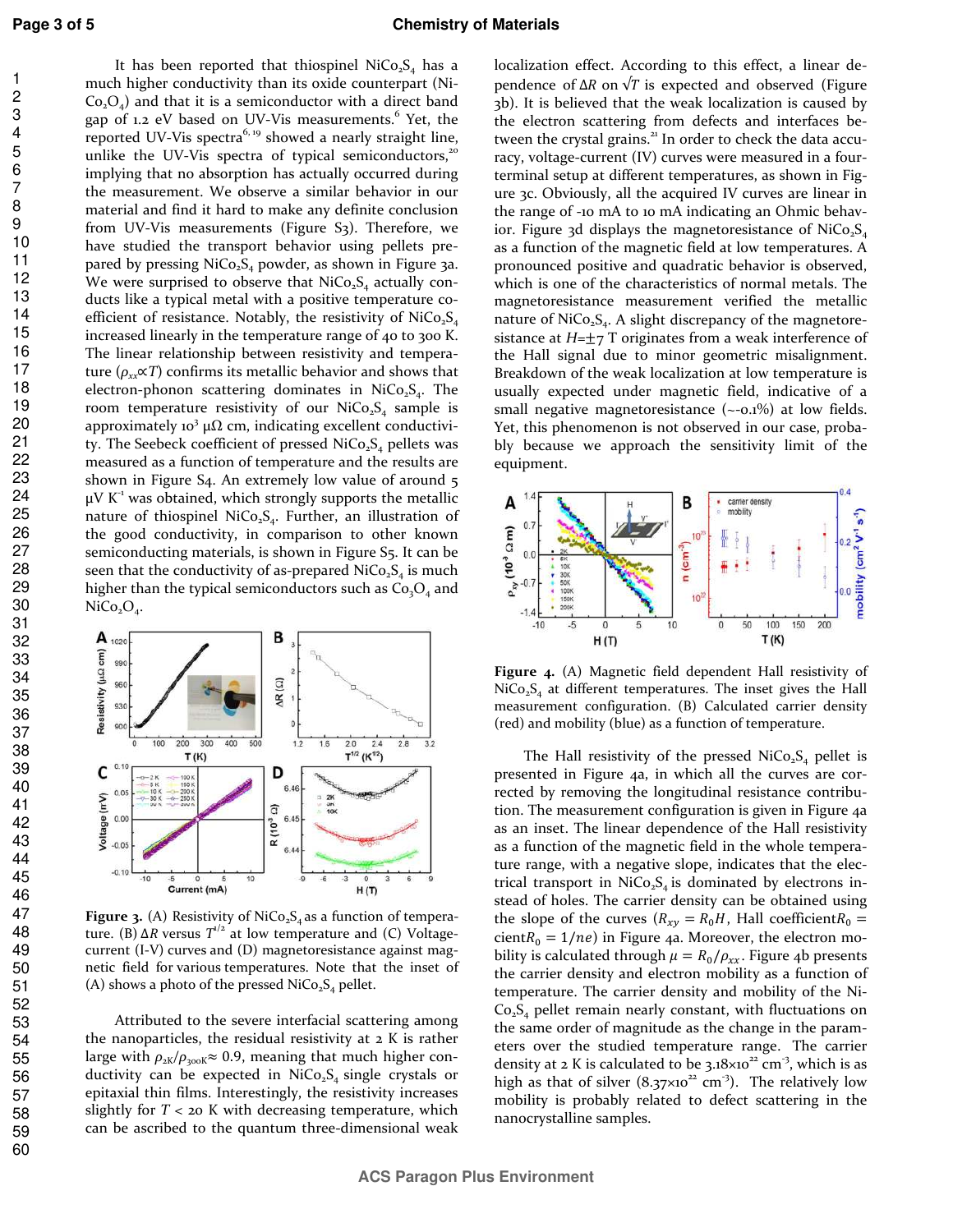It has been reported that thiospinel $NiCo_2S_4$ has a much higher conductivity than its oxide counterpart ($NiCo_2O_4$) and that it is a semiconductor with a direct band gap of 1.2 eV based on UV-Vis measurements.[6] Yet, the reported UV-Vis spectra[6,19] showed a nearly straight line, unlike the UV-Vis spectra of typical semiconductors,[20] implying that no absorption has actually occurred during the measurement. We observe a similar behavior in our material and find it hard to make any definite conclusion from UV-Vis measurements (Figure S3). Therefore, we have studied the transport behavior using pellets prepared by pressing $NiCo_2S_4$ powder, as shown in Figure 3a. We were surprised to observe that $NiCo_2S_4$ actually conducts like a typical metal with a positive temperature coefficient of resistance. Notably, the resistivity of $NiCo_2S_4$ increased linearly in the temperature range of 40 to 300 K. The linear relationship between resistivity and temperature ($\rho_{xx} \propto T$) confirms its metallic behavior and shows that electron-phonon scattering dominates in $NiCo_2S_4$. The room temperature resistivity of our $NiCo_2S_4$ sample is approximately $10^3$ μΩ cm, indicating excellent conductivity. The Seebeck coefficient of pressed $NiCo_2S_4$ pellets was measured as a function of temperature and the results are shown in Figure S4. An extremely low value of around 5 μV $K^{-1}$ was obtained, which strongly supports the metallic nature of thiospinel $NiCo_2S_4$. Further, an illustration of the good conductivity, in comparison to other known semiconducting materials, is shown in Figure S5. It can be seen that the conductivity of as-prepared $NiCo_2S_4$ is much higher than the typical semiconductors such as $Co_3O_4$ and $NiCo_2O_4$.

**Figure 3.** (A) Resistivity of $NiCo_2S_4$ as a function of temperature. (B) $\Delta R$ versus $T^{1/2}$ at low temperature and (C) Voltage-current (I-V) curves and (D) magnetoresistance against magnetic field for various temperatures. Note that the inset of (A) shows a photo of the pressed $NiCo_2S_4$ pellet.

Attributed to the severe interfacial scattering among the nanoparticles, the residual resistivity at 2 K is rather large with $\rho_{2K}/\rho_{300K} \approx 0.9$, meaning that much higher conductivity can be expected in $NiCo_2S_4$ single crystals or epitaxial thin films. Interestingly, the resistivity increases slightly for $T < 20$ K with decreasing temperature, which can be ascribed to the quantum three-dimensional weak localization effect. According to this effect, a linear dependence of $\Delta R$ on $\sqrt{T}$ is expected and observed (Figure 3b). It is believed that the weak localization is caused by the electron scattering from defects and interfaces between the crystal grains.[21] In order to check the data accuracy, voltage-current (IV) curves were measured in a four-terminal setup at different temperatures, as shown in Figure 3c. Obviously, all the acquired IV curves are linear in the range of -10 mA to 10 mA indicating an Ohmic behavior. Figure 3d displays the magnetoresistance of $NiCo_2S_4$ as a function of the magnetic field at low temperatures. A pronounced positive and quadratic behavior is observed, which is one of the characteristics of normal metals. The magnetoresistance measurement verified the metallic nature of $NiCo_2S_4$. A slight discrepancy of the magnetoresistance at $H = \pm 7$ T originates from a weak interference of the Hall signal due to minor geometric misalignment. Breakdown of the weak localization at low temperature is usually expected under magnetic field, indicative of a small negative magnetoresistance (~-0.1%) at low fields. Yet, this phenomenon is not observed in our case, probably because we approach the sensitivity limit of the equipment.

**Figure 4.** (A) Magnetic field dependent Hall resistivity of $NiCo_2S_4$ at different temperatures. The inset gives the Hall measurement configuration. (B) Calculated carrier density (red) and mobility (blue) as a function of temperature.

The Hall resistivity of the pressed $NiCo_2S_4$ pellet is presented in Figure 4a, in which all the curves are corrected by removing the longitudinal resistance contribution. The measurement configuration is given in Figure 4a as an inset. The linear dependence of the Hall resistivity as a function of the magnetic field in the whole temperature range, with a negative slope, indicates that the electrical transport in $NiCo_2S_4$ is dominated by electrons instead of holes. The carrier density can be obtained using the slope of the curves ($R_{xy} = R_0 H$, Hall coefficient$R_0 =$ cient$R_0 = 1/ne$) in Figure 4a. Moreover, the electron mobility is calculated through $\mu = R_0/\rho_{xx}$. Figure 4b presents the carrier density and electron mobility as a function of temperature. The carrier density and mobility of the $NiCo_2S_4$ pellet remain nearly constant, with fluctuations on the same order of magnitude as the change in the parameters over the studied temperature range. The carrier density at 2 K is calculated to be $3.18 \times 10^{22}$ $cm^{-3}$, which is as high as that of silver ($8.37 \times 10^{22}$ $cm^{-3}$). The relatively low mobility is probably related to defect scattering in the nanocrystalline samples.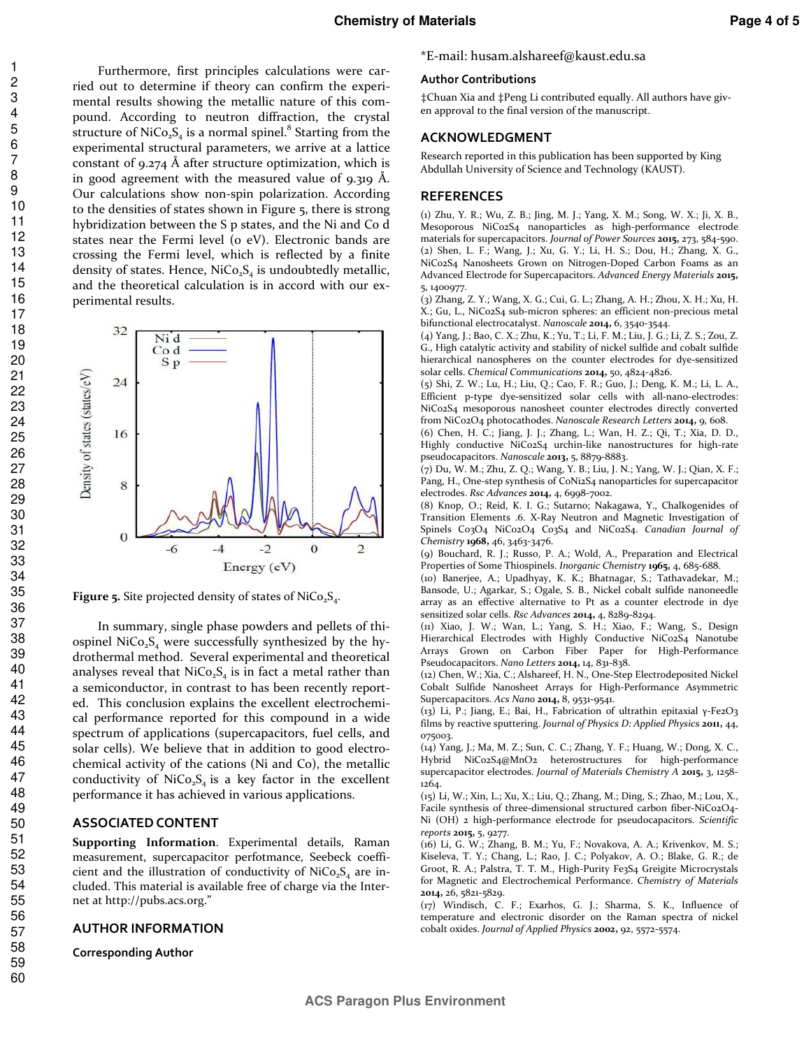Furthermore, first principles calculations were carried out to determine if theory can confirm the experimental results showing the metallic nature of this compound. According to neutron diffraction, the crystal structure of $NiCo_2S_4$ is a normal spinel.[8] Starting from the experimental structural parameters, we arrive at a lattice constant of 9.274 Å after structure optimization, which is in good agreement with the measured value of 9.319 Å. Our calculations show non-spin polarization. According to the densities of states shown in Figure 5, there is strong hybridization between the S p states, and the Ni and Co d states near the Fermi level (0 eV). Electronic bands are crossing the Fermi level, which is reflected by a finite density of states. Hence, $NiCo_2S_4$ is undoubtedly metallic, and the theoretical calculation is in accord with our experimental results.

**Figure 5.** Site projected density of states of $NiCo_2S_4$.

In summary, single phase powders and pellets of thiospinel $NiCo_2S_4$ were successfully synthesized by the hydrothermal method. Several experimental and theoretical analyses reveal that $NiCo_2S_4$ is in fact a metal rather than a semiconductor, in contrast to has been recently reported. This conclusion explains the excellent electrochemical performance reported for this compound in a wide spectrum of applications (supercapacitors, fuel cells, and solar cells). We believe that in addition to good electrochemical activity of the cations (Ni and Co), the metallic conductivity of $NiCo_2S_4$ is a key factor in the excellent performance it has achieved in various applications.

## ASSOCIATED CONTENT

**Supporting Information**. Experimental details, Raman measurement, supercapacitor perfotmance, Seebeck coefficient and the illustration of conductivity of $NiCo_2S_4$ are included. This material is available free of charge via the Internet at http://pubs.acs.org."

## AUTHOR INFORMATION

### Corresponding Author

*E-mail: husam.alshareef@kaust.edu.sa

### Author Contributions

‡Chuan Xia and ‡Peng Li contributed equally. All authors have given approval to the final version of the manuscript.

## ACKNOWLEDGMENT

Research reported in this publication has been supported by King Abdullah University of Science and Technology (KAUST).

## REFERENCES

(1) Zhu, Y. R.; Wu, Z. B.; Jing, M. J.; Yang, X. M.; Song, W. X.; Ji, X. B., Mesoporous NiCo2S4 nanoparticles as high-performance electrode materials for supercapacitors. *Journal of Power Sources* **2015**, 273, 584-590.
(2) Shen, L. F.; Wang, J.; Xu, G. Y.; Li, H. S.; Dou, H.; Zhang, X. G., NiCo2S4 Nanosheets Grown on Nitrogen-Doped Carbon Foams as an Advanced Electrode for Supercapacitors. *Advanced Energy Materials* **2015**, 5, 1400977.
(3) Zhang, Z. Y.; Wang, X. G.; Cui, G. L.; Zhang, A. H.; Zhou, X. H.; Xu, H. X.; Gu, L., NiCo2S4 sub-micron spheres: an efficient non-precious metal bifunctional electrocatalyst. *Nanoscale* **2014**, 6, 3540-3544.
(4) Yang, J.; Bao, C. X.; Zhu, K.; Yu, T.; Li, F. M.; Liu, J. G.; Li, Z. S.; Zou, Z. G., High catalytic activity and stability of nickel sulfide and cobalt sulfide hierarchical nanospheres on the counter electrodes for dye-sensitized solar cells. *Chemical Communications* **2014**, 50, 4824-4826.
(5) Shi, Z. W.; Lu, H.; Liu, Q.; Cao, F. R.; Guo, J.; Deng, K. M.; Li, L. A., Efficient p-type dye-sensitized solar cells with all-nano-electrodes: NiCo2S4 mesoporous nanosheet counter electrodes directly converted from NiCo2O4 photocathodes. *Nanoscale Research Letters* **2014**, 9, 608.
(6) Chen, H. C.; Jiang, J. J.; Zhang, L.; Wan, H. Z.; Qi, T.; Xia, D. D., Highly conductive NiCo2S4 urchin-like nanostructures for high-rate pseudocapacitors. *Nanoscale* **2013**, 5, 8879-8883.
(7) Du, W. M.; Zhu, Z. Q.; Wang, Y. B.; Liu, J. N.; Yang, W. J.; Qian, X. F.; Pang, H., One-step synthesis of CoNi2S4 nanoparticles for supercapacitor electrodes. *Rsc Advances* **2014**, 4, 6998-7002.
(8) Knop, O.; Reid, K. I. G.; Sutarno; Nakagawa, Y., Chalkogenides of Transition Elements .6. X-Ray Neutron and Magnetic Investigation of Spinels Co3O4 NiCo2O4 Co3S4 and NiCo2S4. *Canadian Journal of Chemistry* **1968**, 46, 3463-3476.
(9) Bouchard, R. J.; Russo, P. A.; Wold, A., Preparation and Electrical Properties of Some Thiospinels. *Inorganic Chemistry* **1965**, 4, 685-688.
(10) Banerjee, A.; Upadhyay, K. K.; Bhatnagar, S.; Tathavadekar, M.; Bansode, U.; Agarkar, S.; Ogale, S. B., Nickel cobalt sulfide nanoneedle array as an effective alternative to Pt as a counter electrode in dye sensitized solar cells. *Rsc Advances* **2014**, 4, 8289-8294.
(11) Xiao, J. W.; Wan, L.; Yang, S. H.; Xiao, F.; Wang, S., Design Hierarchical Electrodes with Highly Conductive NiCo2S4 Nanotube Arrays Grown on Carbon Fiber Paper for High-Performance Pseudocapacitors. *Nano Letters* **2014**, 14, 831-838.
(12) Chen, W.; Xia, C.; Alshareef, H. N., One-Step Electrodeposited Nickel Cobalt Sulfide Nanosheet Arrays for High-Performance Asymmetric Supercapacitors. *Acs Nano* **2014**, 8, 9531-9541.
(13) Li, P.; Jiang, E.; Bai, H., Fabrication of ultrathin epitaxial γ-Fe2O3 films by reactive sputtering. *Journal of Physics D: Applied Physics* **2011**, 44, 075003.
(14) Yang, J.; Ma, M. Z.; Sun, C. C.; Zhang, Y. F.; Huang, W.; Dong, X. C., Hybrid NiCo2S4@MnO2 heterostructures for high-performance supercapacitor electrodes. *Journal of Materials Chemistry A* **2015**, 3, 1258-1264.
(15) Li, W.; Xin, L.; Xu, X.; Liu, Q.; Zhang, M.; Ding, S.; Zhao, M.; Lou, X., Facile synthesis of three-dimensional structured carbon fiber-NiCo2O4-Ni (OH) 2 high-performance electrode for pseudocapacitors. *Scientific reports* **2015**, 5, 9277.
(16) Li, G. W.; Zhang, B. M.; Yu, F.; Novakova, A. A.; Krivenkov, M. S.; Kiseleva, T. Y.; Chang, L.; Rao, J. C.; Polyakov, A. O.; Blake, G. R.; de Groot, R. A.; Palstra, T. T. M., High-Purity Fe3S4 Greigite Microcrystals for Magnetic and Electrochemical Performance. *Chemistry of Materials* **2014**, 26, 5821-5829.
(17) Windisch, C. F.; Exarhos, G. J.; Sharma, S. K., Influence of temperature and electronic disorder on the Raman spectra of nickel cobalt oxides. *Journal of Applied Physics* **2002**, 92, 5572-5574.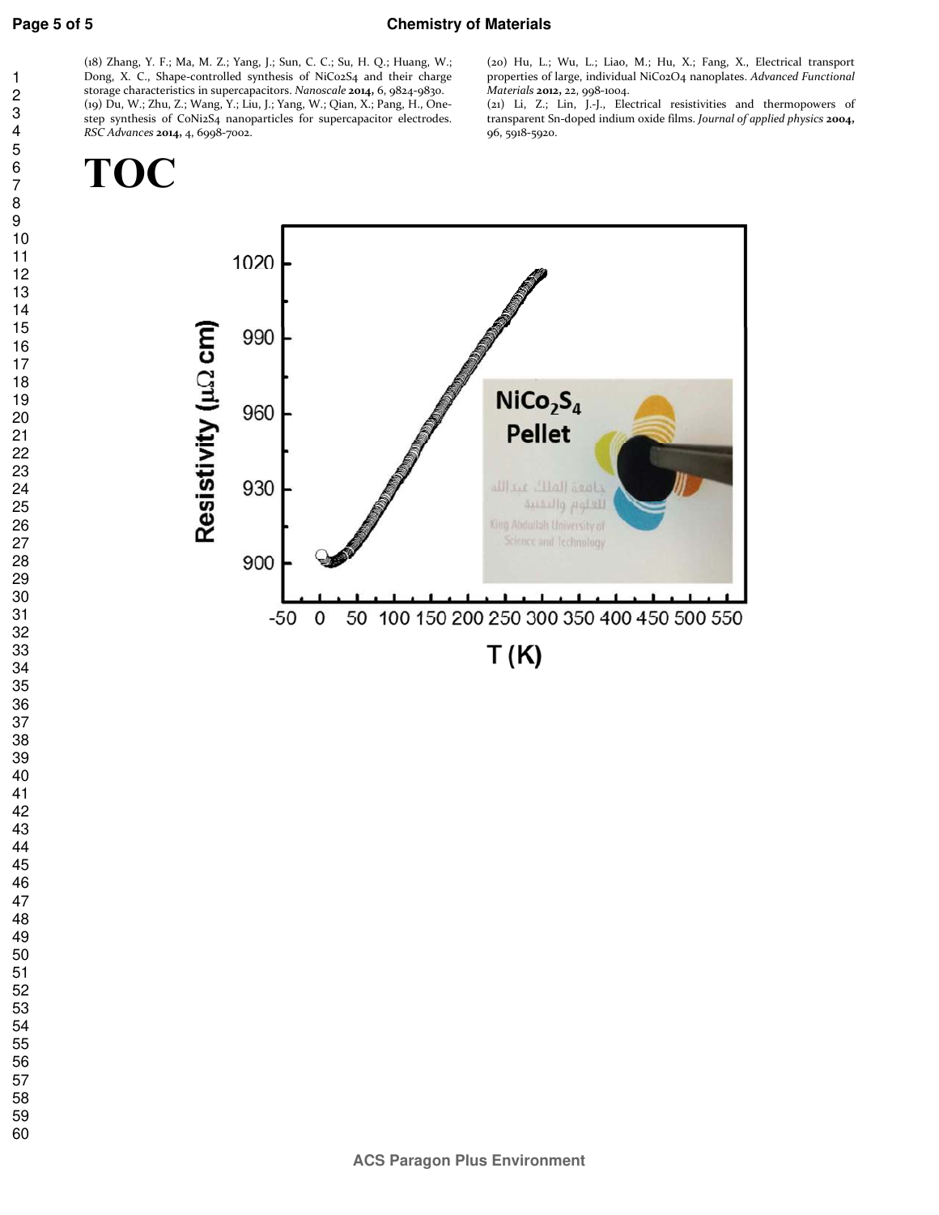(18) Zhang, Y. F.; Ma, M. Z.; Yang, J.; Sun, C. C.; Su, H. Q.; Huang, W.; Dong, X. C., Shape-controlled synthesis of $NiCo_2S_4$ and their charge storage characteristics in supercapacitors. *Nanoscale* **2014,** 6, 9824-9830.

(19) Du, W.; Zhu, Z.; Wang, Y.; Liu, J.; Yang, W.; Qian, X.; Pang, H., One-step synthesis of $CoNi_2S_4$ nanoparticles for supercapacitor electrodes. *RSC Advances* **2014,** 4, 6998-7002.

(20) Hu, L.; Wu, L.; Liao, M.; Hu, X.; Fang, X., Electrical transport properties of large, individual $NiCo_2O_4$ nanoplates. *Advanced Functional Materials* **2012,** 22, 998-1004.

(21) Li, Z.; Lin, J.-J., Electrical resistivities and thermopowers of transparent Sn-doped indium oxide films. *Journal of applied physics* **2004,** 96, 5918-5920.

# TOC

Resistivity (μΩ cm)

1020
990
960
930
900

-50 0 50 100 150 200 250 300 350 400 450 500 550

T (K)

$NiCo_2S_4$ Pellet

جامعة الملك عبدالله للعلوم والتقنية

King Abdullah University of Science and Technology